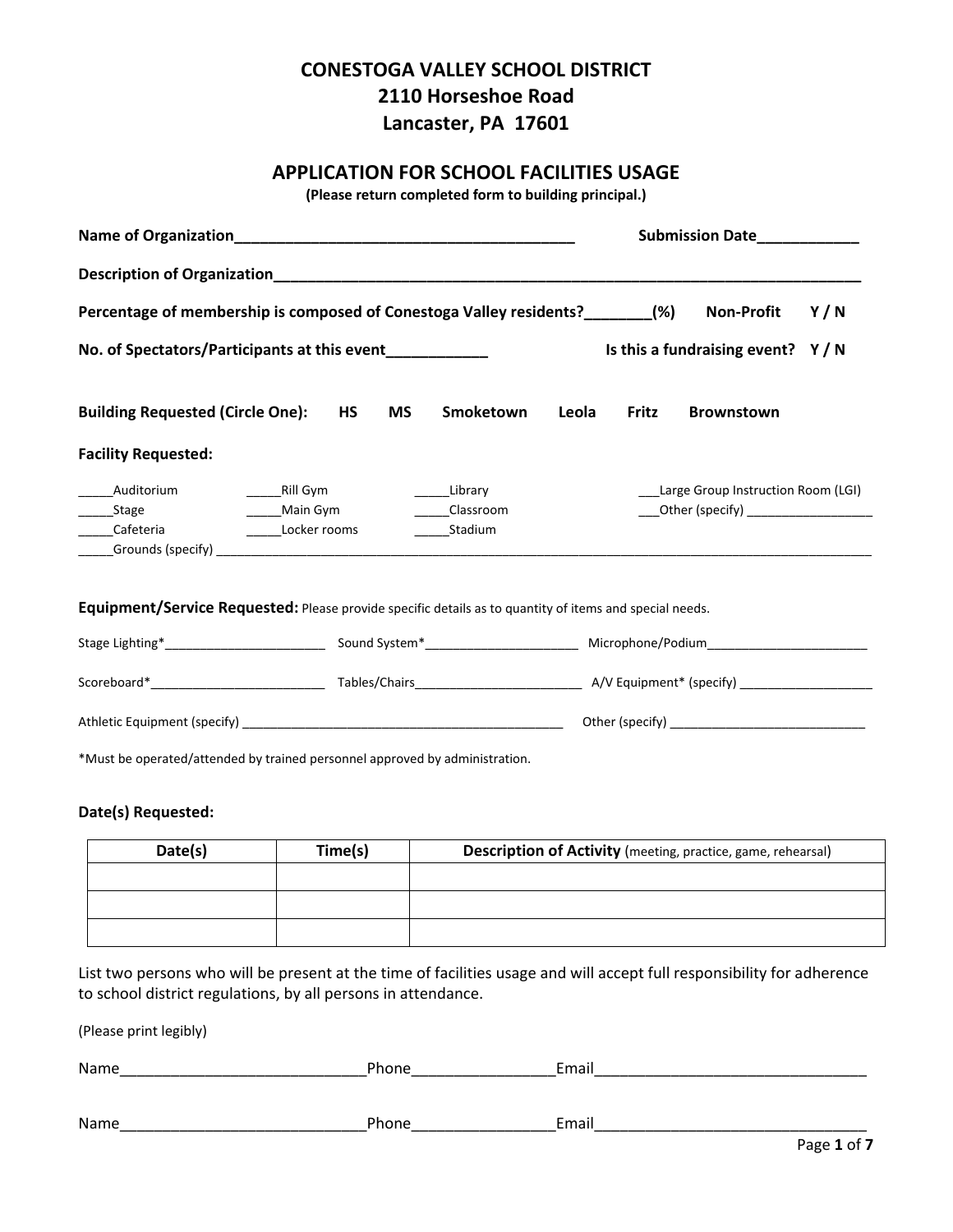# CONESTOGA VALLEY SCHOOL DISTRICT
## 2110 Horseshoe Road
## Lancaster, PA 17601

## APPLICATION FOR SCHOOL FACILITIES USAGE

**(Please return completed form to building principal.)**

**Name of Organization**_________________________________________ **Submission Date**____________

**Description of Organization**___________________________________________________________________

**Percentage of membership is composed of Conestoga Valley residents?**________**(%)** **Non-Profit Y / N**

**No. of Spectators/Participants at this event**___________ **Is this a fundraising event? Y / N**

**Building Requested (Circle One):** **HS** **MS** **Smoketown** **Leola** **Fritz** **Brownstown**

**Facility Requested:**

_____Auditorium _____Rill Gym _____Library ___Large Group Instruction Room (LGI)
_____Stage _____Main Gym _____Classroom ___Other (specify) __________________
_____Cafeteria _____Locker rooms _____Stadium
_____Grounds (specify) ______________________________________________________________________________

**Equipment/Service Requested:** Please provide specific details as to quantity of items and special needs.

Stage Lighting*_______________________ Sound System*______________________ Microphone/Podium_______________________

Scoreboard*________________________ Tables/Chairs________________________ A/V Equipment* (specify) ___________________

Athletic Equipment (specify) _______________________________________________ Other (specify) ___________________________

*Must be operated/attended by trained personnel approved by administration.

**Date(s) Requested:**

| **Date(s)** | **Time(s)** | **Description of Activity** (meeting, practice, game, rehearsal) |
|---|---|---|
| | | |
| | | |
| | | |

List two persons who will be present at the time of facilities usage and will accept full responsibility for adherence to school district regulations, by all persons in attendance.

(Please print legibly)

Name_____________________________Phone_________________Email________________________________

Name_____________________________Phone_________________Email________________________________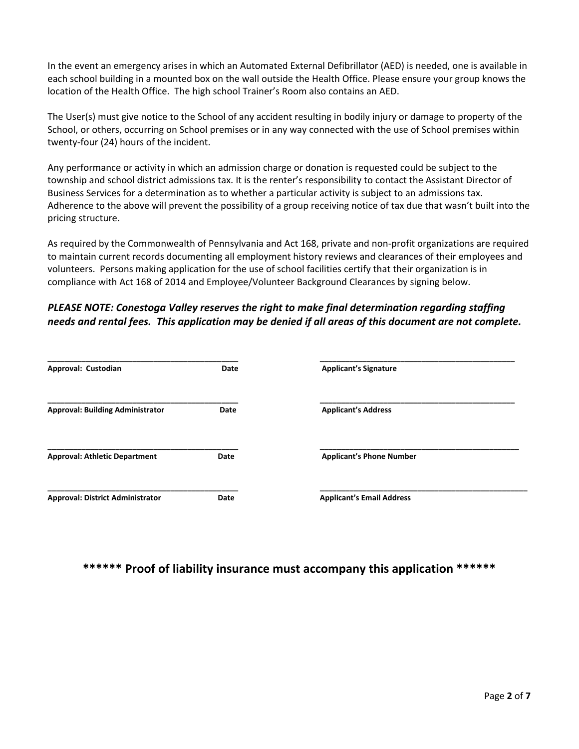In the event an emergency arises in which an Automated External Defibrillator (AED) is needed, one is available in each school building in a mounted box on the wall outside the Health Office. Please ensure your group knows the location of the Health Office. The high school Trainer's Room also contains an AED.

The User(s) must give notice to the School of any accident resulting in bodily injury or damage to property of the School, or others, occurring on School premises or in any way connected with the use of School premises within twenty-four (24) hours of the incident.

Any performance or activity in which an admission charge or donation is requested could be subject to the township and school district admissions tax. It is the renter's responsibility to contact the Assistant Director of Business Services for a determination as to whether a particular activity is subject to an admissions tax. Adherence to the above will prevent the possibility of a group receiving notice of tax due that wasn't built into the pricing structure.

As required by the Commonwealth of Pennsylvania and Act 168, private and non-profit organizations are required to maintain current records documenting all employment history reviews and clearances of their employees and volunteers. Persons making application for the use of school facilities certify that their organization is in compliance with Act 168 of 2014 and Employee/Volunteer Background Clearances by signing below.

***PLEASE NOTE: Conestoga Valley reserves the right to make final determination regarding staffing needs and rental fees. This application may be denied if all areas of this document are not complete.***

| | | |
|---|---|---|
| _______________________________ | | _______________________________ |
| **Approval: Custodian** | **Date** | **Applicant's Signature** |
| _______________________________ | | _______________________________ |
| **Approval: Building Administrator** | **Date** | **Applicant's Address** |
| _______________________________ | | _______________________________ |
| **Approval: Athletic Department** | **Date** | **Applicant's Phone Number** |
| _______________________________ | | _______________________________ |
| **Approval: District Administrator** | **Date** | **Applicant's Email Address** |

**\*\*\*\*\*\* Proof of liability insurance must accompany this application \*\*\*\*\*\***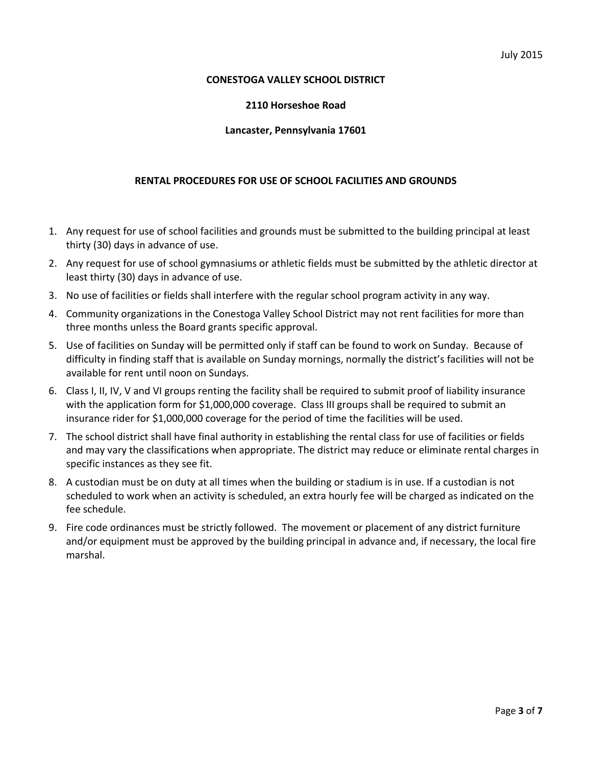July 2015

**CONESTOGA VALLEY SCHOOL DISTRICT**

**2110 Horseshoe Road**

**Lancaster, Pennsylvania 17601**

## RENTAL PROCEDURES FOR USE OF SCHOOL FACILITIES AND GROUNDS

1. Any request for use of school facilities and grounds must be submitted to the building principal at least thirty (30) days in advance of use.
2. Any request for use of school gymnasiums or athletic fields must be submitted by the athletic director at least thirty (30) days in advance of use.
3. No use of facilities or fields shall interfere with the regular school program activity in any way.
4. Community organizations in the Conestoga Valley School District may not rent facilities for more than three months unless the Board grants specific approval.
5. Use of facilities on Sunday will be permitted only if staff can be found to work on Sunday. Because of difficulty in finding staff that is available on Sunday mornings, normally the district's facilities will not be available for rent until noon on Sundays.
6. Class I, II, IV, V and VI groups renting the facility shall be required to submit proof of liability insurance with the application form for $1,000,000 coverage. Class III groups shall be required to submit an insurance rider for $1,000,000 coverage for the period of time the facilities will be used.
7. The school district shall have final authority in establishing the rental class for use of facilities or fields and may vary the classifications when appropriate. The district may reduce or eliminate rental charges in specific instances as they see fit.
8. A custodian must be on duty at all times when the building or stadium is in use. If a custodian is not scheduled to work when an activity is scheduled, an extra hourly fee will be charged as indicated on the fee schedule.
9. Fire code ordinances must be strictly followed. The movement or placement of any district furniture and/or equipment must be approved by the building principal in advance and, if necessary, the local fire marshal.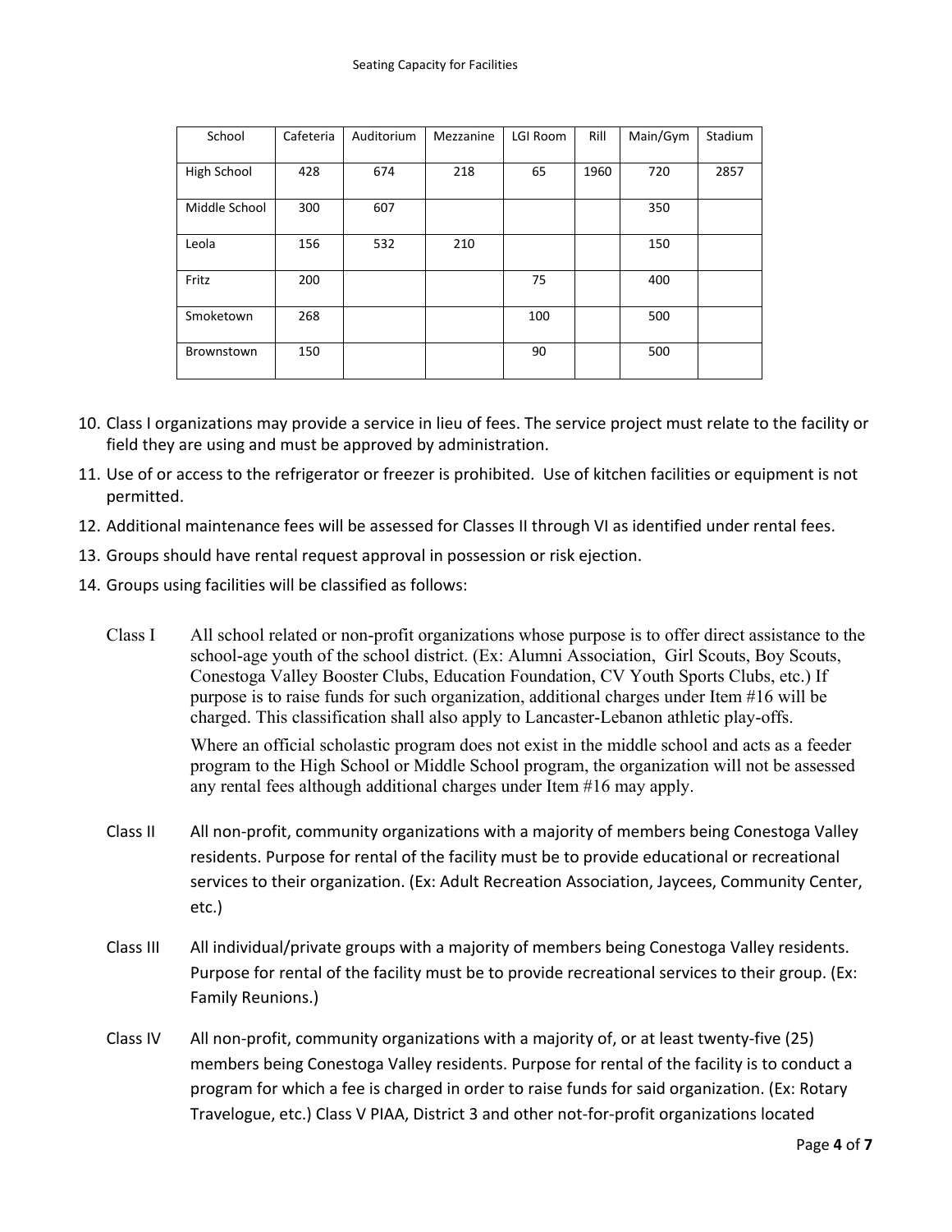Seating Capacity for Facilities

| School | Cafeteria | Auditorium | Mezzanine | LGI Room | Rill | Main/Gym | Stadium |
|---|---|---|---|---|---|---|---|
| High School | 428 | 674 | 218 | 65 | 1960 | 720 | 2857 |
| Middle School | 300 | 607 | | | | 350 | |
| Leola | 156 | 532 | 210 | | | 150 | |
| Fritz | 200 | | | 75 | | 400 | |
| Smoketown | 268 | | | 100 | | 500 | |
| Brownstown | 150 | | | 90 | | 500 | |

10. Class I organizations may provide a service in lieu of fees. The service project must relate to the facility or field they are using and must be approved by administration.
11. Use of or access to the refrigerator or freezer is prohibited. Use of kitchen facilities or equipment is not permitted.
12. Additional maintenance fees will be assessed for Classes II through VI as identified under rental fees.
13. Groups should have rental request approval in possession or risk ejection.
14. Groups using facilities will be classified as follows:

Class I — All school related or non-profit organizations whose purpose is to offer direct assistance to the school-age youth of the school district. (Ex: Alumni Association, Girl Scouts, Boy Scouts, Conestoga Valley Booster Clubs, Education Foundation, CV Youth Sports Clubs, etc.) If purpose is to raise funds for such organization, additional charges under Item #16 will be charged. This classification shall also apply to Lancaster-Lebanon athletic play-offs.

Where an official scholastic program does not exist in the middle school and acts as a feeder program to the High School or Middle School program, the organization will not be assessed any rental fees although additional charges under Item #16 may apply.

Class II — All non-profit, community organizations with a majority of members being Conestoga Valley residents. Purpose for rental of the facility must be to provide educational or recreational services to their organization. (Ex: Adult Recreation Association, Jaycees, Community Center, etc.)

Class III — All individual/private groups with a majority of members being Conestoga Valley residents. Purpose for rental of the facility must be to provide recreational services to their group. (Ex: Family Reunions.)

Class IV — All non-profit, community organizations with a majority of, or at least twenty-five (25) members being Conestoga Valley residents. Purpose for rental of the facility is to conduct a program for which a fee is charged in order to raise funds for said organization. (Ex: Rotary Travelogue, etc.) Class V PIAA, District 3 and other not-for-profit organizations located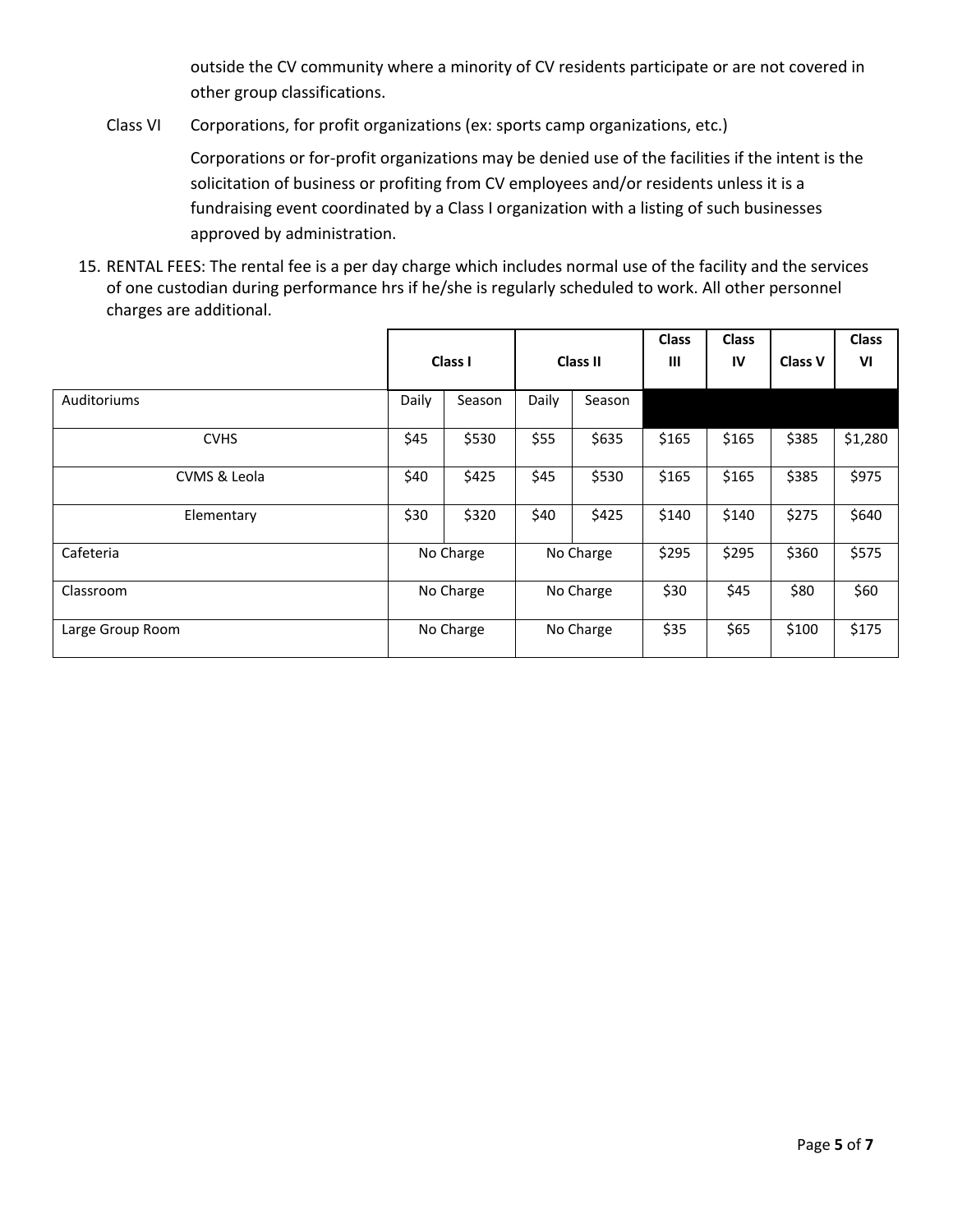outside the CV community where a minority of CV residents participate or are not covered in other group classifications.

Class VI Corporations, for profit organizations (ex: sports camp organizations, etc.)

Corporations or for-profit organizations may be denied use of the facilities if the intent is the solicitation of business or profiting from CV employees and/or residents unless it is a fundraising event coordinated by a Class I organization with a listing of such businesses approved by administration.

15. RENTAL FEES: The rental fee is a per day charge which includes normal use of the facility and the services of one custodian during performance hrs if he/she is regularly scheduled to work. All other personnel charges are additional.

| | Class I | | Class II | | Class III | Class IV | Class V | Class VI |
|---|---|---|---|---|---|---|---|---|
| Auditoriums | Daily | Season | Daily | Season | | | | |
| CVHS | $45 | $530 | $55 | $635 | $165 | $165 | $385 | $1,280 |
| CVMS & Leola | $40 | $425 | $45 | $530 | $165 | $165 | $385 | $975 |
| Elementary | $30 | $320 | $40 | $425 | $140 | $140 | $275 | $640 |
| Cafeteria | No Charge | | No Charge | | $295 | $295 | $360 | $575 |
| Classroom | No Charge | | No Charge | | $30 | $45 | $80 | $60 |
| Large Group Room | No Charge | | No Charge | | $35 | $65 | $100 | $175 |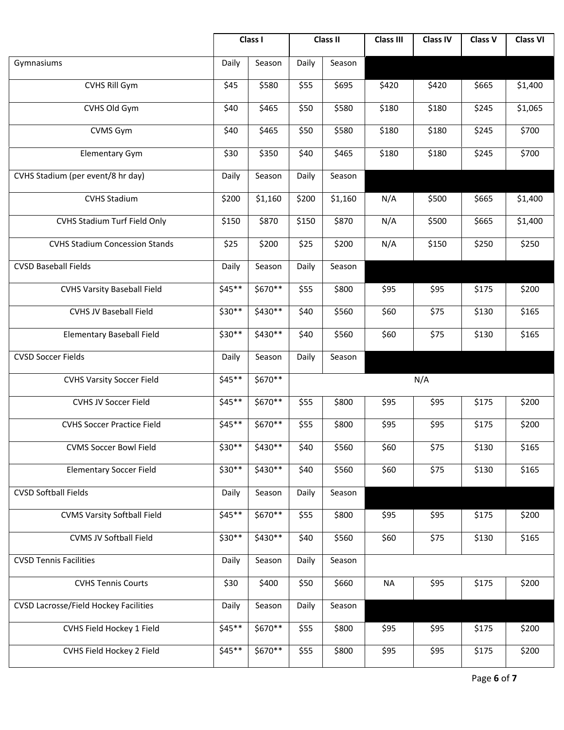| | Class I | | Class II | | Class III | Class IV | Class V | Class VI |
|---|---|---|---|---|---|---|---|---|
| Gymnasiums | Daily | Season | Daily | Season | | | | |
| CVHS Rill Gym | $45 | $580 | $55 | $695 | $420 | $420 | $665 | $1,400 |
| CVHS Old Gym | $40 | $465 | $50 | $580 | $180 | $180 | $245 | $1,065 |
| CVMS Gym | $40 | $465 | $50 | $580 | $180 | $180 | $245 | $700 |
| Elementary Gym | $30 | $350 | $40 | $465 | $180 | $180 | $245 | $700 |
| CVHS Stadium (per event/8 hr day) | Daily | Season | Daily | Season | | | | |
| CVHS Stadium | $200 | $1,160 | $200 | $1,160 | N/A | $500 | $665 | $1,400 |
| CVHS Stadium Turf Field Only | $150 | $870 | $150 | $870 | N/A | $500 | $665 | $1,400 |
| CVHS Stadium Concession Stands | $25 | $200 | $25 | $200 | N/A | $150 | $250 | $250 |
| CVSD Baseball Fields | Daily | Season | Daily | Season | | | | |
| CVHS Varsity Baseball Field | $45** | $670** | $55 | $800 | $95 | $95 | $175 | $200 |
| CVHS JV Baseball Field | $30** | $430** | $40 | $560 | $60 | $75 | $130 | $165 |
| Elementary Baseball Field | $30** | $430** | $40 | $560 | $60 | $75 | $130 | $165 |
| CVSD Soccer Fields | Daily | Season | Daily | Season | | | | |
| CVHS Varsity Soccer Field | $45** | $670** | N/A | | | | | |
| CVHS JV Soccer Field | $45** | $670** | $55 | $800 | $95 | $95 | $175 | $200 |
| CVHS Soccer Practice Field | $45** | $670** | $55 | $800 | $95 | $95 | $175 | $200 |
| CVMS Soccer Bowl Field | $30** | $430** | $40 | $560 | $60 | $75 | $130 | $165 |
| Elementary Soccer Field | $30** | $430** | $40 | $560 | $60 | $75 | $130 | $165 |
| CVSD Softball Fields | Daily | Season | Daily | Season | | | | |
| CVMS Varsity Softball Field | $45** | $670** | $55 | $800 | $95 | $95 | $175 | $200 |
| CVMS JV Softball Field | $30** | $430** | $40 | $560 | $60 | $75 | $130 | $165 |
| CVSD Tennis Facilities | Daily | Season | Daily | Season | | | | |
| CVHS Tennis Courts | $30 | $400 | $50 | $660 | NA | $95 | $175 | $200 |
| CVSD Lacrosse/Field Hockey Facilities | Daily | Season | Daily | Season | | | | |
| CVHS Field Hockey 1 Field | $45** | $670** | $55 | $800 | $95 | $95 | $175 | $200 |
| CVHS Field Hockey 2 Field | $45** | $670** | $55 | $800 | $95 | $95 | $175 | $200 |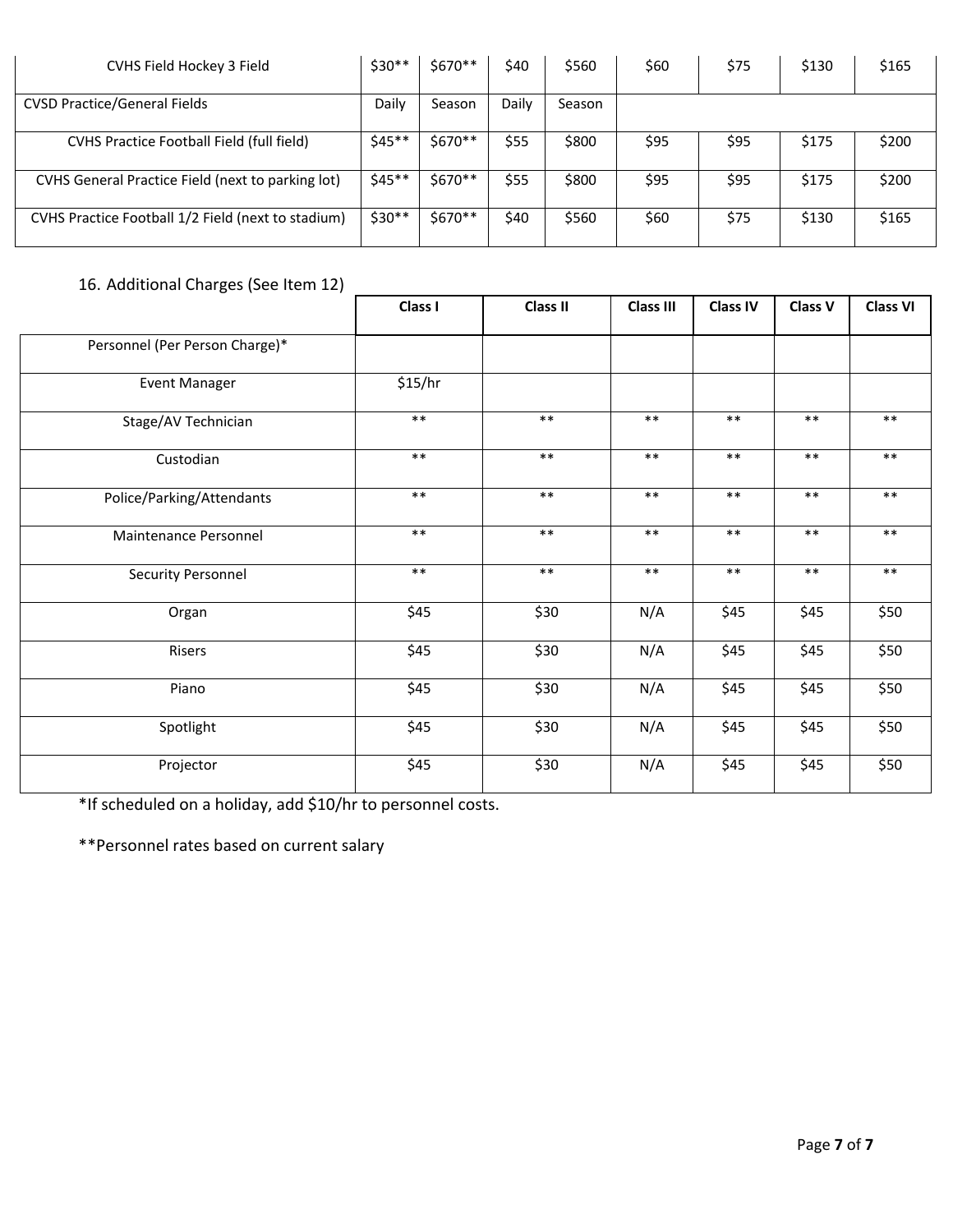| | | | | | | | | |
|---|---|---|---|---|---|---|---|---|
| CVHS Field Hockey 3 Field | $30** | $670** | $40 | $560 | $60 | $75 | $130 | $165 |
| CVSD Practice/General Fields | Daily | Season | Daily | Season | | | | |
| CVHS Practice Football Field (full field) | $45** | $670** | $55 | $800 | $95 | $95 | $175 | $200 |
| CVHS General Practice Field (next to parking lot) | $45** | $670** | $55 | $800 | $95 | $95 | $175 | $200 |
| CVHS Practice Football 1/2 Field (next to stadium) | $30** | $670** | $40 | $560 | $60 | $75 | $130 | $165 |

16. Additional Charges (See Item 12)

| | Class I | Class II | Class III | Class IV | Class V | Class VI |
|---|---|---|---|---|---|---|
| Personnel (Per Person Charge)* | | | | | | |
| Event Manager | $15/hr | | | | | |
| Stage/AV Technician | ** | ** | ** | ** | ** | ** |
| Custodian | ** | ** | ** | ** | ** | ** |
| Police/Parking/Attendants | ** | ** | ** | ** | ** | ** |
| Maintenance Personnel | ** | ** | ** | ** | ** | ** |
| Security Personnel | ** | ** | ** | ** | ** | ** |
| Organ | $45 | $30 | N/A | $45 | $45 | $50 |
| Risers | $45 | $30 | N/A | $45 | $45 | $50 |
| Piano | $45 | $30 | N/A | $45 | $45 | $50 |
| Spotlight | $45 | $30 | N/A | $45 | $45 | $50 |
| Projector | $45 | $30 | N/A | $45 | $45 | $50 |

*If scheduled on a holiday, add $10/hr to personnel costs.

**Personnel rates based on current salary